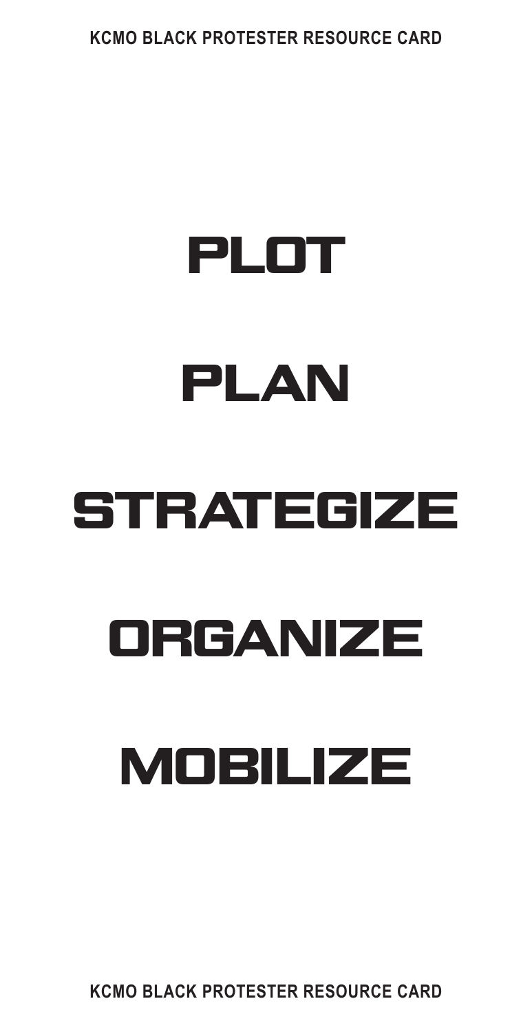# PLOT

# PLAN

# STRATEGIZE

# ORGANIZE

# MOBILIZE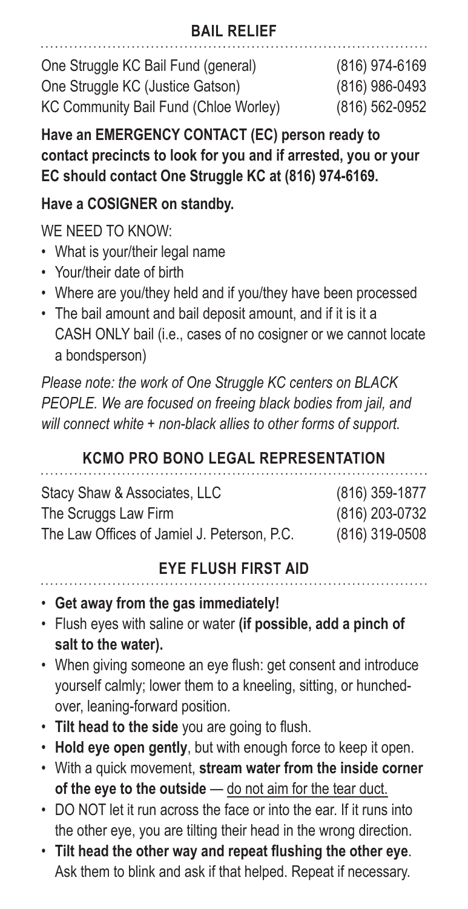## BAIL RELIEF

| | |
|---|---|
| One Struggle KC Bail Fund (general) | (816) 974-6169 |
| One Struggle KC (Justice Gatson) | (816) 986-0493 |
| KC Community Bail Fund (Chloe Worley) | (816) 562-0952 |

**Have an EMERGENCY CONTACT (EC) person ready to contact precincts to look for you and if arrested, you or your EC should contact One Struggle KC at (816) 974-6169.**

**Have a COSIGNER on standby.**

WE NEED TO KNOW:

- What is your/their legal name
- Your/their date of birth
- Where are you/they held and if you/they have been processed
- The bail amount and bail deposit amount, and if it is it a CASH ONLY bail (i.e., cases of no cosigner or we cannot locate a bondsperson)

*Please note: the work of One Struggle KC centers on BLACK PEOPLE. We are focused on freeing black bodies from jail, and will connect white + non-black allies to other forms of support.*

## KCMO PRO BONO LEGAL REPRESENTATION

| | |
|---|---|
| Stacy Shaw & Associates, LLC | (816) 359-1877 |
| The Scruggs Law Firm | (816) 203-0732 |
| The Law Offices of Jamiel J. Peterson, P.C. | (816) 319-0508 |

## EYE FLUSH FIRST AID

- **Get away from the gas immediately!**
- Flush eyes with saline or water **(if possible, add a pinch of salt to the water).**
- When giving someone an eye flush: get consent and introduce yourself calmly; lower them to a kneeling, sitting, or hunched-over, leaning-forward position.
- **Tilt head to the side** you are going to flush.
- **Hold eye open gently**, but with enough force to keep it open.
- With a quick movement, **stream water from the inside corner of the eye to the outside** — do not aim for the tear duct.
- DO NOT let it run across the face or into the ear. If it runs into the other eye, you are tilting their head in the wrong direction.
- **Tilt head the other way and repeat flushing the other eye**. Ask them to blink and ask if that helped. Repeat if necessary.